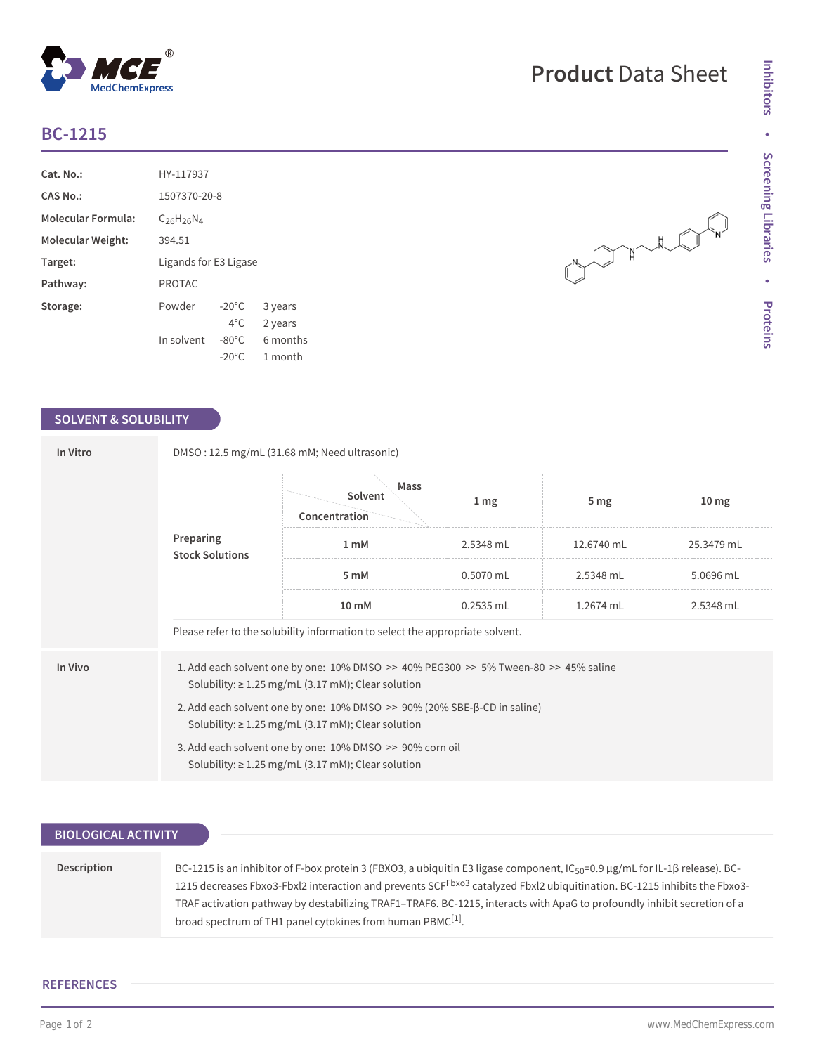# BC-1215

| | |
|---|---|
| **Cat. No.:** | HY-117937 |
| **CAS No.:** | 1507370-20-8 |
| **Molecular Formula:** | $C_{26}H_{26}N_4$ |
| **Molecular Weight:** | 394.51 |
| **Target:** | Ligands for E3 Ligase |
| **Pathway:** | PROTAC |
| **Storage:** | Powder -20°C 3 years; 4°C 2 years; In solvent -80°C 6 months; -20°C 1 month |

## SOLVENT & SOLUBILITY

**In Vitro**

DMSO : 12.5 mg/mL (31.68 mM; Need ultrasonic)

**Preparing Stock Solutions**

| Concentration \ Solvent \ Mass | 1 mg | 5 mg | 10 mg |
|---|---|---|---|
| 1 mM | 2.5348 mL | 12.6740 mL | 25.3479 mL |
| 5 mM | 0.5070 mL | 2.5348 mL | 5.0696 mL |
| 10 mM | 0.2535 mL | 1.2674 mL | 2.5348 mL |

Please refer to the solubility information to select the appropriate solvent.

**In Vivo**

1. Add each solvent one by one: 10% DMSO >> 40% PEG300 >> 5% Tween-80 >> 45% saline
   Solubility: ≥ 1.25 mg/mL (3.17 mM); Clear solution
2. Add each solvent one by one: 10% DMSO >> 90% (20% SBE-β-CD in saline)
   Solubility: ≥ 1.25 mg/mL (3.17 mM); Clear solution
3. Add each solvent one by one: 10% DMSO >> 90% corn oil
   Solubility: ≥ 1.25 mg/mL (3.17 mM); Clear solution

## BIOLOGICAL ACTIVITY

**Description**

BC-1215 is an inhibitor of F-box protein 3 (FBXO3, a ubiquitin E3 ligase component, $IC_{50}$=0.9 μg/mL for IL-1β release). BC-1215 decreases Fbxo3-Fbxl2 interaction and prevents $SCF^{Fbxo3}$ catalyzed Fbxl2 ubiquitination. BC-1215 inhibits the Fbxo3-TRAF activation pathway by destabilizing TRAF1–TRAF6. BC-1215, interacts with ApaG to profoundly inhibit secretion of a broad spectrum of TH1 panel cytokines from human PBMC[1].

## REFERENCES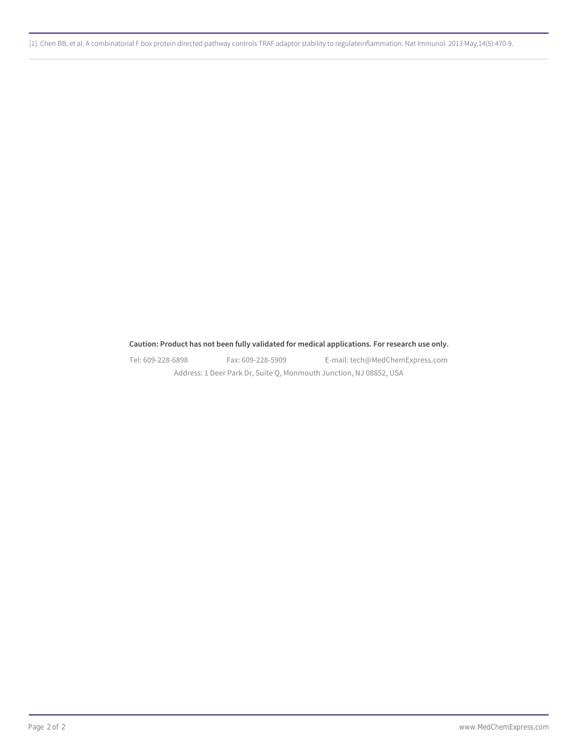[1]. Chen BB, et al. A combinatorial F box protein directed pathway controls TRAF adaptor stability to regulateinflammation. Nat Immunol. 2013 May;14(5):470-9.

**Caution: Product has not been fully validated for medical applications. For research use only.**

Tel: 609-228-6898 Fax: 609-228-5909 E-mail: tech@MedChemExpress.com

Address: 1 Deer Park Dr, Suite Q, Monmouth Junction, NJ 08852, USA